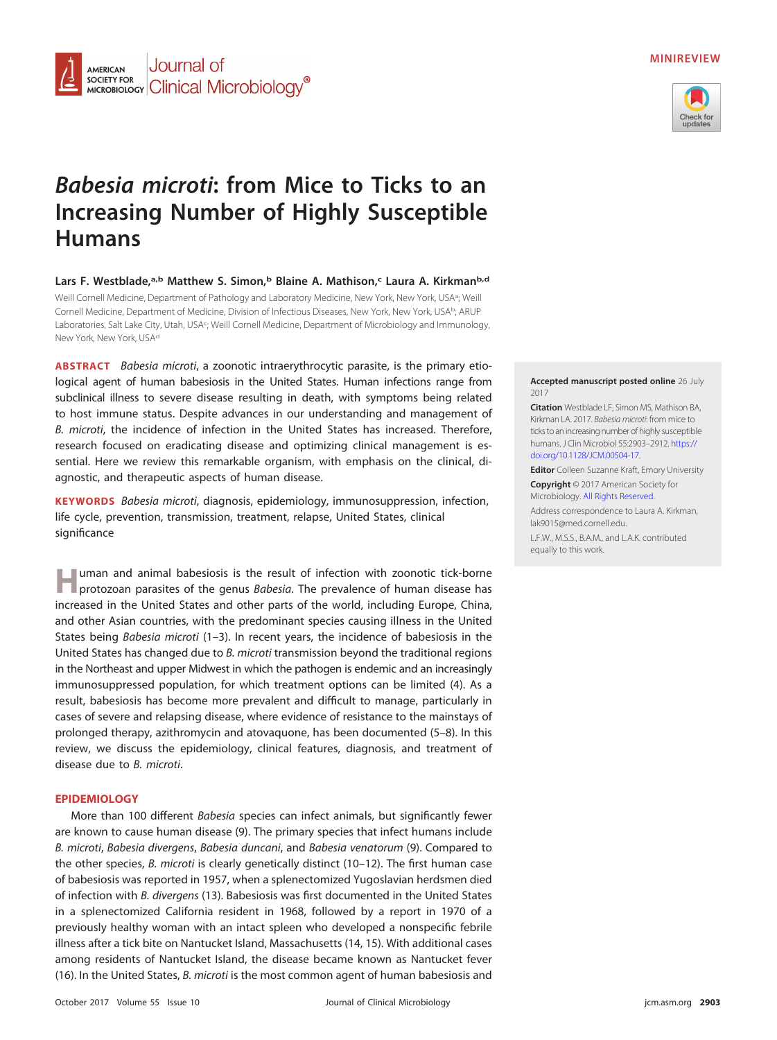MINIREVIEW

# *Babesia microti*: from Mice to Ticks to an Increasing Number of Highly Susceptible Humans

**Lars F. Westblade,[a,b] Matthew S. Simon,[b] Blaine A. Mathison,[c] Laura A. Kirkman[b,d]**

Weill Cornell Medicine, Department of Pathology and Laboratory Medicine, New York, New York, USA[a]; Weill Cornell Medicine, Department of Medicine, Division of Infectious Diseases, New York, New York, USA[b]; ARUP Laboratories, Salt Lake City, Utah, USA[c]; Weill Cornell Medicine, Department of Microbiology and Immunology, New York, New York, USA[d]

**ABSTRACT** *Babesia microti*, a zoonotic intraerythrocytic parasite, is the primary etiological agent of human babesiosis in the United States. Human infections range from subclinical illness to severe disease resulting in death, with symptoms being related to host immune status. Despite advances in our understanding and management of *B. microti*, the incidence of infection in the United States has increased. Therefore, research focused on eradicating disease and optimizing clinical management is essential. Here we review this remarkable organism, with emphasis on the clinical, diagnostic, and therapeutic aspects of human disease.

**KEYWORDS** *Babesia microti*, diagnosis, epidemiology, immunosuppression, infection, life cycle, prevention, transmission, treatment, relapse, United States, clinical significance

**Accepted manuscript posted online** 26 July 2017

**Citation** Westblade LF, Simon MS, Mathison BA, Kirkman LA. 2017. *Babesia microti*: from mice to ticks to an increasing number of highly susceptible humans. J Clin Microbiol 55:2903–2912. https://doi.org/10.1128/JCM.00504-17.

**Editor** Colleen Suzanne Kraft, Emory University

**Copyright** © 2017 American Society for Microbiology. All Rights Reserved.

Address correspondence to Laura A. Kirkman, lak9015@med.cornell.edu.

L.F.W., M.S.S., B.A.M., and L.A.K. contributed equally to this work.

Human and animal babesiosis is the result of infection with zoonotic tick-borne protozoan parasites of the genus *Babesia*. The prevalence of human disease has increased in the United States and other parts of the world, including Europe, China, and other Asian countries, with the predominant species causing illness in the United States being *Babesia microti* (1–3). In recent years, the incidence of babesiosis in the United States has changed due to *B. microti* transmission beyond the traditional regions in the Northeast and upper Midwest in which the pathogen is endemic and an increasingly immunosuppressed population, for which treatment options can be limited (4). As a result, babesiosis has become more prevalent and difficult to manage, particularly in cases of severe and relapsing disease, where evidence of resistance to the mainstays of prolonged therapy, azithromycin and atovaquone, has been documented (5–8). In this review, we discuss the epidemiology, clinical features, diagnosis, and treatment of disease due to *B. microti*.

## EPIDEMIOLOGY

More than 100 different *Babesia* species can infect animals, but significantly fewer are known to cause human disease (9). The primary species that infect humans include *B. microti*, *Babesia divergens*, *Babesia duncani*, and *Babesia venatorum* (9). Compared to the other species, *B. microti* is clearly genetically distinct (10–12). The first human case of babesiosis was reported in 1957, when a splenectomized Yugoslavian herdsmen died of infection with *B. divergens* (13). Babesiosis was first documented in the United States in a splenectomized California resident in 1968, followed by a report in 1970 of a previously healthy woman with an intact spleen who developed a nonspecific febrile illness after a tick bite on Nantucket Island, Massachusetts (14, 15). With additional cases among residents of Nantucket Island, the disease became known as Nantucket fever (16). In the United States, *B. microti* is the most common agent of human babesiosis and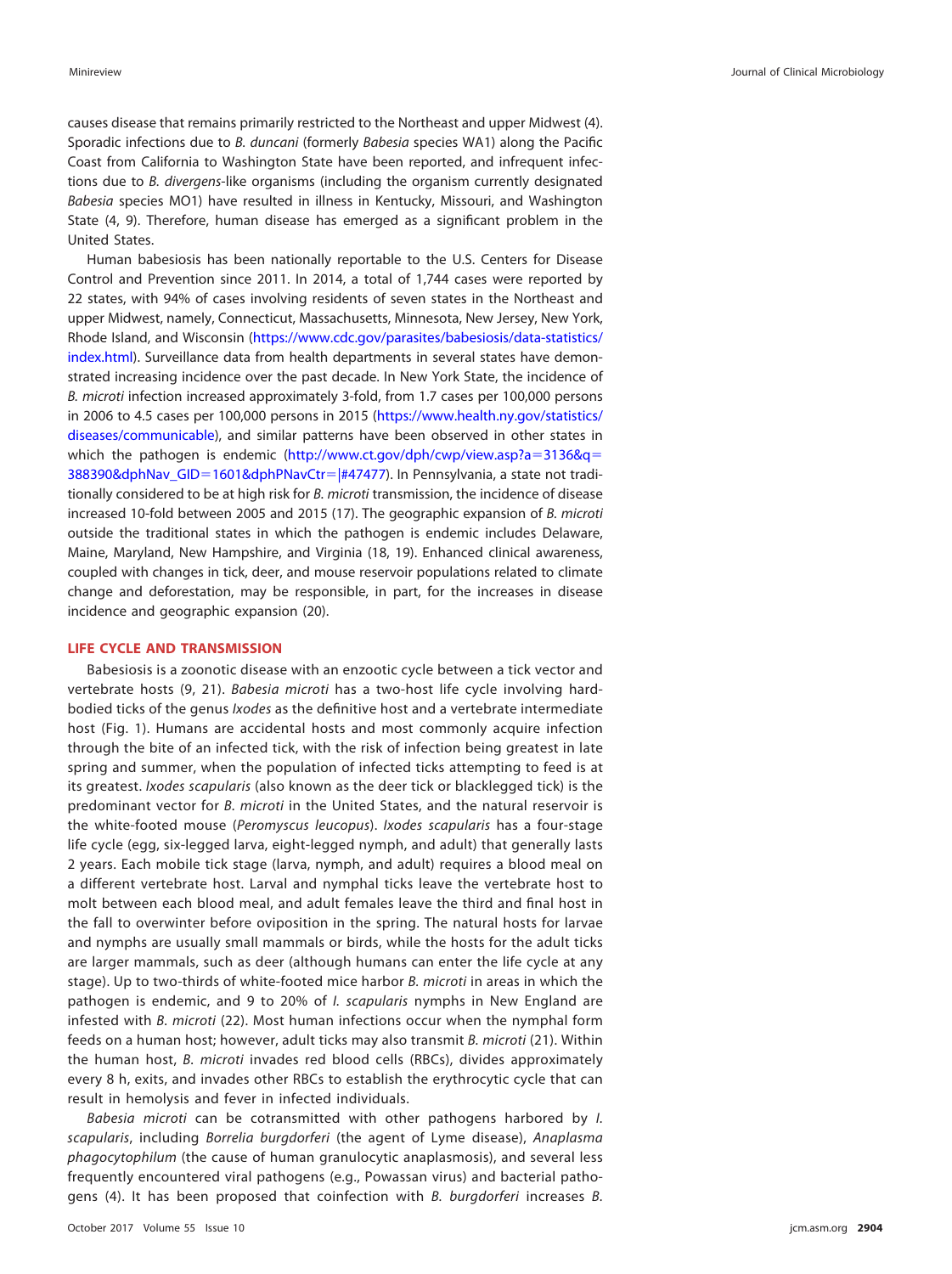causes disease that remains primarily restricted to the Northeast and upper Midwest (4). Sporadic infections due to *B. duncani* (formerly *Babesia* species WA1) along the Pacific Coast from California to Washington State have been reported, and infrequent infections due to *B. divergens*-like organisms (including the organism currently designated *Babesia* species MO1) have resulted in illness in Kentucky, Missouri, and Washington State (4, 9). Therefore, human disease has emerged as a significant problem in the United States.

Human babesiosis has been nationally reportable to the U.S. Centers for Disease Control and Prevention since 2011. In 2014, a total of 1,744 cases were reported by 22 states, with 94% of cases involving residents of seven states in the Northeast and upper Midwest, namely, Connecticut, Massachusetts, Minnesota, New Jersey, New York, Rhode Island, and Wisconsin (https://www.cdc.gov/parasites/babesiosis/data-statistics/index.html). Surveillance data from health departments in several states have demonstrated increasing incidence over the past decade. In New York State, the incidence of *B. microti* infection increased approximately 3-fold, from 1.7 cases per 100,000 persons in 2006 to 4.5 cases per 100,000 persons in 2015 (https://www.health.ny.gov/statistics/diseases/communicable), and similar patterns have been observed in other states in which the pathogen is endemic (http://www.ct.gov/dph/cwp/view.asp?a=3136&q=388390&dphNav_GID=1601&dphPNavCtr=|#47477). In Pennsylvania, a state not traditionally considered to be at high risk for *B. microti* transmission, the incidence of disease increased 10-fold between 2005 and 2015 (17). The geographic expansion of *B. microti* outside the traditional states in which the pathogen is endemic includes Delaware, Maine, Maryland, New Hampshire, and Virginia (18, 19). Enhanced clinical awareness, coupled with changes in tick, deer, and mouse reservoir populations related to climate change and deforestation, may be responsible, in part, for the increases in disease incidence and geographic expansion (20).

## LIFE CYCLE AND TRANSMISSION

Babesiosis is a zoonotic disease with an enzootic cycle between a tick vector and vertebrate hosts (9, 21). *Babesia microti* has a two-host life cycle involving hard-bodied ticks of the genus *Ixodes* as the definitive host and a vertebrate intermediate host (Fig. 1). Humans are accidental hosts and most commonly acquire infection through the bite of an infected tick, with the risk of infection being greatest in late spring and summer, when the population of infected ticks attempting to feed is at its greatest. *Ixodes scapularis* (also known as the deer tick or blacklegged tick) is the predominant vector for *B. microti* in the United States, and the natural reservoir is the white-footed mouse (*Peromyscus leucopus*). *Ixodes scapularis* has a four-stage life cycle (egg, six-legged larva, eight-legged nymph, and adult) that generally lasts 2 years. Each mobile tick stage (larva, nymph, and adult) requires a blood meal on a different vertebrate host. Larval and nymphal ticks leave the vertebrate host to molt between each blood meal, and adult females leave the third and final host in the fall to overwinter before oviposition in the spring. The natural hosts for larvae and nymphs are usually small mammals or birds, while the hosts for the adult ticks are larger mammals, such as deer (although humans can enter the life cycle at any stage). Up to two-thirds of white-footed mice harbor *B. microti* in areas in which the pathogen is endemic, and 9 to 20% of *I. scapularis* nymphs in New England are infested with *B. microti* (22). Most human infections occur when the nymphal form feeds on a human host; however, adult ticks may also transmit *B. microti* (21). Within the human host, *B. microti* invades red blood cells (RBCs), divides approximately every 8 h, exits, and invades other RBCs to establish the erythrocytic cycle that can result in hemolysis and fever in infected individuals.

*Babesia microti* can be cotransmitted with other pathogens harbored by *I. scapularis*, including *Borrelia burgdorferi* (the agent of Lyme disease), *Anaplasma phagocytophilum* (the cause of human granulocytic anaplasmosis), and several less frequently encountered viral pathogens (e.g., Powassan virus) and bacterial pathogens (4). It has been proposed that coinfection with *B. burgdorferi* increases *B.*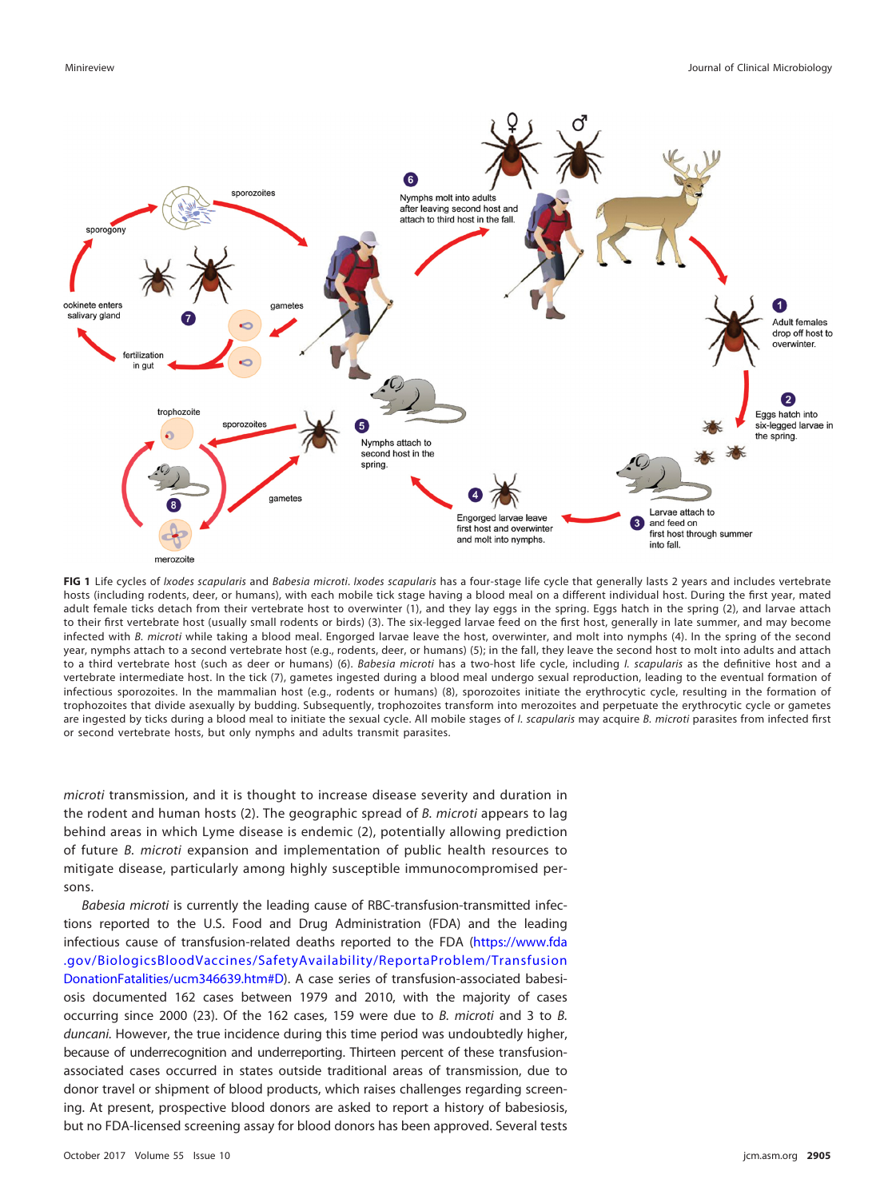**FIG 1** Life cycles of *Ixodes scapularis* and *Babesia microti*. *Ixodes scapularis* has a four-stage life cycle that generally lasts 2 years and includes vertebrate hosts (including rodents, deer, or humans), with each mobile tick stage having a blood meal on a different individual host. During the first year, mated adult female ticks detach from their vertebrate host to overwinter (1), and they lay eggs in the spring. Eggs hatch in the spring (2), and larvae attach to their first vertebrate host (usually small rodents or birds) (3). The six-legged larvae feed on the first host, generally in late summer, and may become infected with *B. microti* while taking a blood meal. Engorged larvae leave the host, overwinter, and molt into nymphs (4). In the spring of the second year, nymphs attach to a second vertebrate host (e.g., rodents, deer, or humans) (5); in the fall, they leave the second host to molt into adults and attach to a third vertebrate host (such as deer or humans) (6). *Babesia microti* has a two-host life cycle, including *I. scapularis* as the definitive host and a vertebrate intermediate host. In the tick (7), gametes ingested during a blood meal undergo sexual reproduction, leading to the eventual formation of infectious sporozoites. In the mammalian host (e.g., rodents or humans) (8), sporozoites initiate the erythrocytic cycle, resulting in the formation of trophozoites that divide asexually by budding. Subsequently, trophozoites transform into merozoites and perpetuate the erythrocytic cycle or gametes are ingested by ticks during a blood meal to initiate the sexual cycle. All mobile stages of *I. scapularis* may acquire *B. microti* parasites from infected first or second vertebrate hosts, but only nymphs and adults transmit parasites.

*microti* transmission, and it is thought to increase disease severity and duration in the rodent and human hosts (2). The geographic spread of *B. microti* appears to lag behind areas in which Lyme disease is endemic (2), potentially allowing prediction of future *B. microti* expansion and implementation of public health resources to mitigate disease, particularly among highly susceptible immunocompromised persons.

*Babesia microti* is currently the leading cause of RBC-transfusion-transmitted infections reported to the U.S. Food and Drug Administration (FDA) and the leading infectious cause of transfusion-related deaths reported to the FDA (https://www.fda.gov/BiologicsBloodVaccines/SafetyAvailability/ReportaProblem/TransfusionDonationFatalities/ucm346639.htm#D). A case series of transfusion-associated babesiosis documented 162 cases between 1979 and 2010, with the majority of cases occurring since 2000 (23). Of the 162 cases, 159 were due to *B. microti* and 3 to *B. duncani*. However, the true incidence during this time period was undoubtedly higher, because of underrecognition and underreporting. Thirteen percent of these transfusion-associated cases occurred in states outside traditional areas of transmission, due to donor travel or shipment of blood products, which raises challenges regarding screening. At present, prospective blood donors are asked to report a history of babesiosis, but no FDA-licensed screening assay for blood donors has been approved. Several tests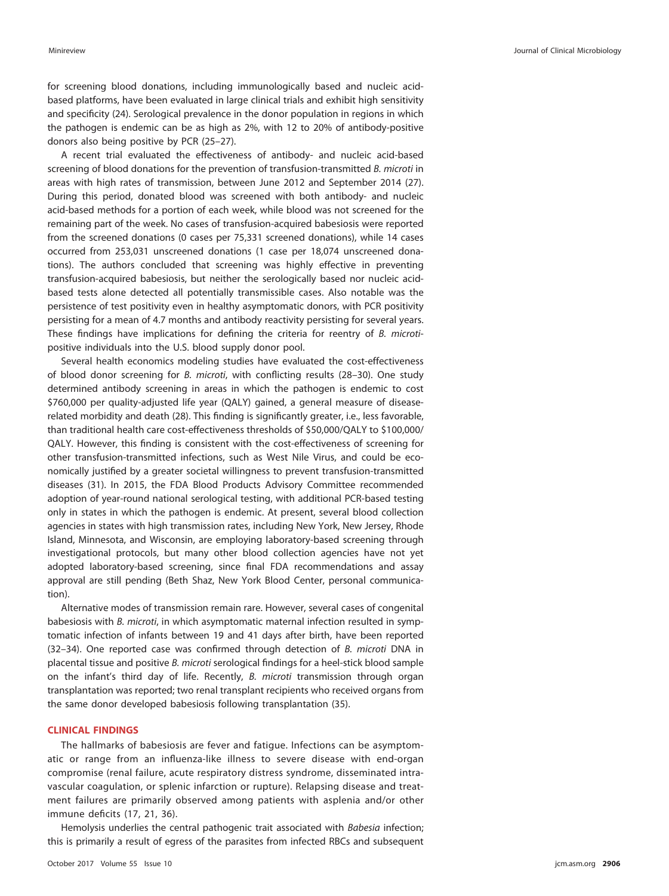for screening blood donations, including immunologically based and nucleic acid-based platforms, have been evaluated in large clinical trials and exhibit high sensitivity and specificity (24). Serological prevalence in the donor population in regions in which the pathogen is endemic can be as high as 2%, with 12 to 20% of antibody-positive donors also being positive by PCR (25–27).

A recent trial evaluated the effectiveness of antibody- and nucleic acid-based screening of blood donations for the prevention of transfusion-transmitted *B. microti* in areas with high rates of transmission, between June 2012 and September 2014 (27). During this period, donated blood was screened with both antibody- and nucleic acid-based methods for a portion of each week, while blood was not screened for the remaining part of the week. No cases of transfusion-acquired babesiosis were reported from the screened donations (0 cases per 75,331 screened donations), while 14 cases occurred from 253,031 unscreened donations (1 case per 18,074 unscreened donations). The authors concluded that screening was highly effective in preventing transfusion-acquired babesiosis, but neither the serologically based nor nucleic acid-based tests alone detected all potentially transmissible cases. Also notable was the persistence of test positivity even in healthy asymptomatic donors, with PCR positivity persisting for a mean of 4.7 months and antibody reactivity persisting for several years. These findings have implications for defining the criteria for reentry of *B. microti*-positive individuals into the U.S. blood supply donor pool.

Several health economics modeling studies have evaluated the cost-effectiveness of blood donor screening for *B. microti*, with conflicting results (28–30). One study determined antibody screening in areas in which the pathogen is endemic to cost $760,000 per quality-adjusted life year (QALY) gained, a general measure of disease-related morbidity and death (28). This finding is significantly greater, i.e., less favorable, than traditional health care cost-effectiveness thresholds of $50,000/QALY to $100,000/QALY. However, this finding is consistent with the cost-effectiveness of screening for other transfusion-transmitted infections, such as West Nile Virus, and could be economically justified by a greater societal willingness to prevent transfusion-transmitted diseases (31). In 2015, the FDA Blood Products Advisory Committee recommended adoption of year-round national serological testing, with additional PCR-based testing only in states in which the pathogen is endemic. At present, several blood collection agencies in states with high transmission rates, including New York, New Jersey, Rhode Island, Minnesota, and Wisconsin, are employing laboratory-based screening through investigational protocols, but many other blood collection agencies have not yet adopted laboratory-based screening, since final FDA recommendations and assay approval are still pending (Beth Shaz, New York Blood Center, personal communication).

Alternative modes of transmission remain rare. However, several cases of congenital babesiosis with *B. microti*, in which asymptomatic maternal infection resulted in symptomatic infection of infants between 19 and 41 days after birth, have been reported (32–34). One reported case was confirmed through detection of *B. microti* DNA in placental tissue and positive *B. microti* serological findings for a heel-stick blood sample on the infant's third day of life. Recently, *B. microti* transmission through organ transplantation was reported; two renal transplant recipients who received organs from the same donor developed babesiosis following transplantation (35).

## CLINICAL FINDINGS

The hallmarks of babesiosis are fever and fatigue. Infections can be asymptomatic or range from an influenza-like illness to severe disease with end-organ compromise (renal failure, acute respiratory distress syndrome, disseminated intravascular coagulation, or splenic infarction or rupture). Relapsing disease and treatment failures are primarily observed among patients with asplenia and/or other immune deficits (17, 21, 36).

Hemolysis underlies the central pathogenic trait associated with *Babesia* infection; this is primarily a result of egress of the parasites from infected RBCs and subsequent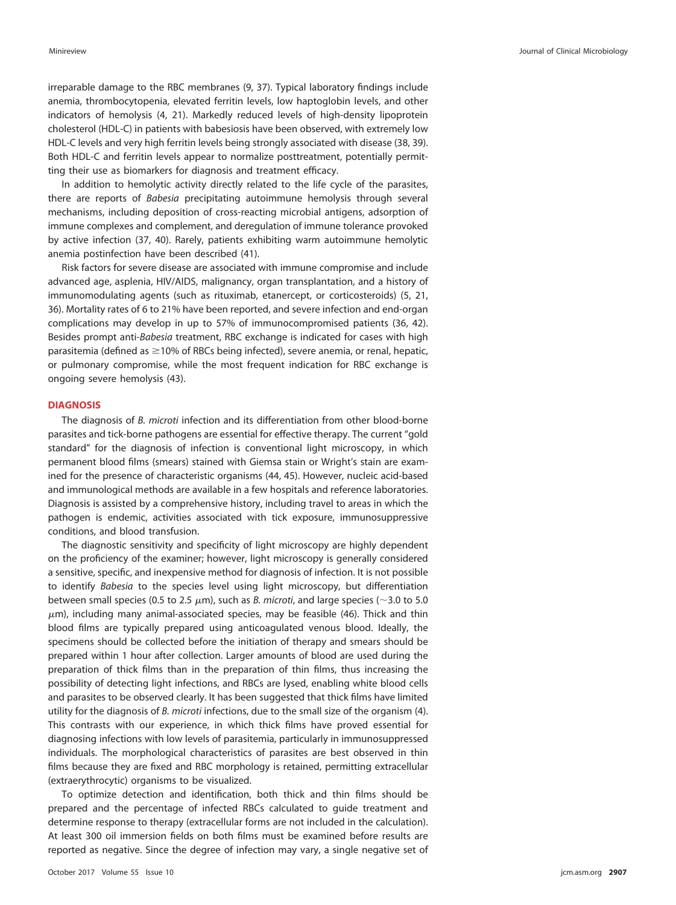irreparable damage to the RBC membranes (9, 37). Typical laboratory findings include anemia, thrombocytopenia, elevated ferritin levels, low haptoglobin levels, and other indicators of hemolysis (4, 21). Markedly reduced levels of high-density lipoprotein cholesterol (HDL-C) in patients with babesiosis have been observed, with extremely low HDL-C levels and very high ferritin levels being strongly associated with disease (38, 39). Both HDL-C and ferritin levels appear to normalize posttreatment, potentially permitting their use as biomarkers for diagnosis and treatment efficacy.

In addition to hemolytic activity directly related to the life cycle of the parasites, there are reports of *Babesia* precipitating autoimmune hemolysis through several mechanisms, including deposition of cross-reacting microbial antigens, adsorption of immune complexes and complement, and deregulation of immune tolerance provoked by active infection (37, 40). Rarely, patients exhibiting warm autoimmune hemolytic anemia postinfection have been described (41).

Risk factors for severe disease are associated with immune compromise and include advanced age, asplenia, HIV/AIDS, malignancy, organ transplantation, and a history of immunomodulating agents (such as rituximab, etanercept, or corticosteroids) (5, 21, 36). Mortality rates of 6 to 21% have been reported, and severe infection and end-organ complications may develop in up to 57% of immunocompromised patients (36, 42). Besides prompt anti-*Babesia* treatment, RBC exchange is indicated for cases with high parasitemia (defined as ≥10% of RBCs being infected), severe anemia, or renal, hepatic, or pulmonary compromise, while the most frequent indication for RBC exchange is ongoing severe hemolysis (43).

## DIAGNOSIS

The diagnosis of *B. microti* infection and its differentiation from other blood-borne parasites and tick-borne pathogens are essential for effective therapy. The current "gold standard" for the diagnosis of infection is conventional light microscopy, in which permanent blood films (smears) stained with Giemsa stain or Wright's stain are examined for the presence of characteristic organisms (44, 45). However, nucleic acid-based and immunological methods are available in a few hospitals and reference laboratories. Diagnosis is assisted by a comprehensive history, including travel to areas in which the pathogen is endemic, activities associated with tick exposure, immunosuppressive conditions, and blood transfusion.

The diagnostic sensitivity and specificity of light microscopy are highly dependent on the proficiency of the examiner; however, light microscopy is generally considered a sensitive, specific, and inexpensive method for diagnosis of infection. It is not possible to identify *Babesia* to the species level using light microscopy, but differentiation between small species (0.5 to 2.5 $\mu$m), such as *B. microti*, and large species (~3.0 to 5.0 $\mu$m), including many animal-associated species, may be feasible (46). Thick and thin blood films are typically prepared using anticoagulated venous blood. Ideally, the specimens should be collected before the initiation of therapy and smears should be prepared within 1 hour after collection. Larger amounts of blood are used during the preparation of thick films than in the preparation of thin films, thus increasing the possibility of detecting light infections, and RBCs are lysed, enabling white blood cells and parasites to be observed clearly. It has been suggested that thick films have limited utility for the diagnosis of *B. microti* infections, due to the small size of the organism (4). This contrasts with our experience, in which thick films have proved essential for diagnosing infections with low levels of parasitemia, particularly in immunosuppressed individuals. The morphological characteristics of parasites are best observed in thin films because they are fixed and RBC morphology is retained, permitting extracellular (extraerythrocytic) organisms to be visualized.

To optimize detection and identification, both thick and thin films should be prepared and the percentage of infected RBCs calculated to guide treatment and determine response to therapy (extracellular forms are not included in the calculation). At least 300 oil immersion fields on both films must be examined before results are reported as negative. Since the degree of infection may vary, a single negative set of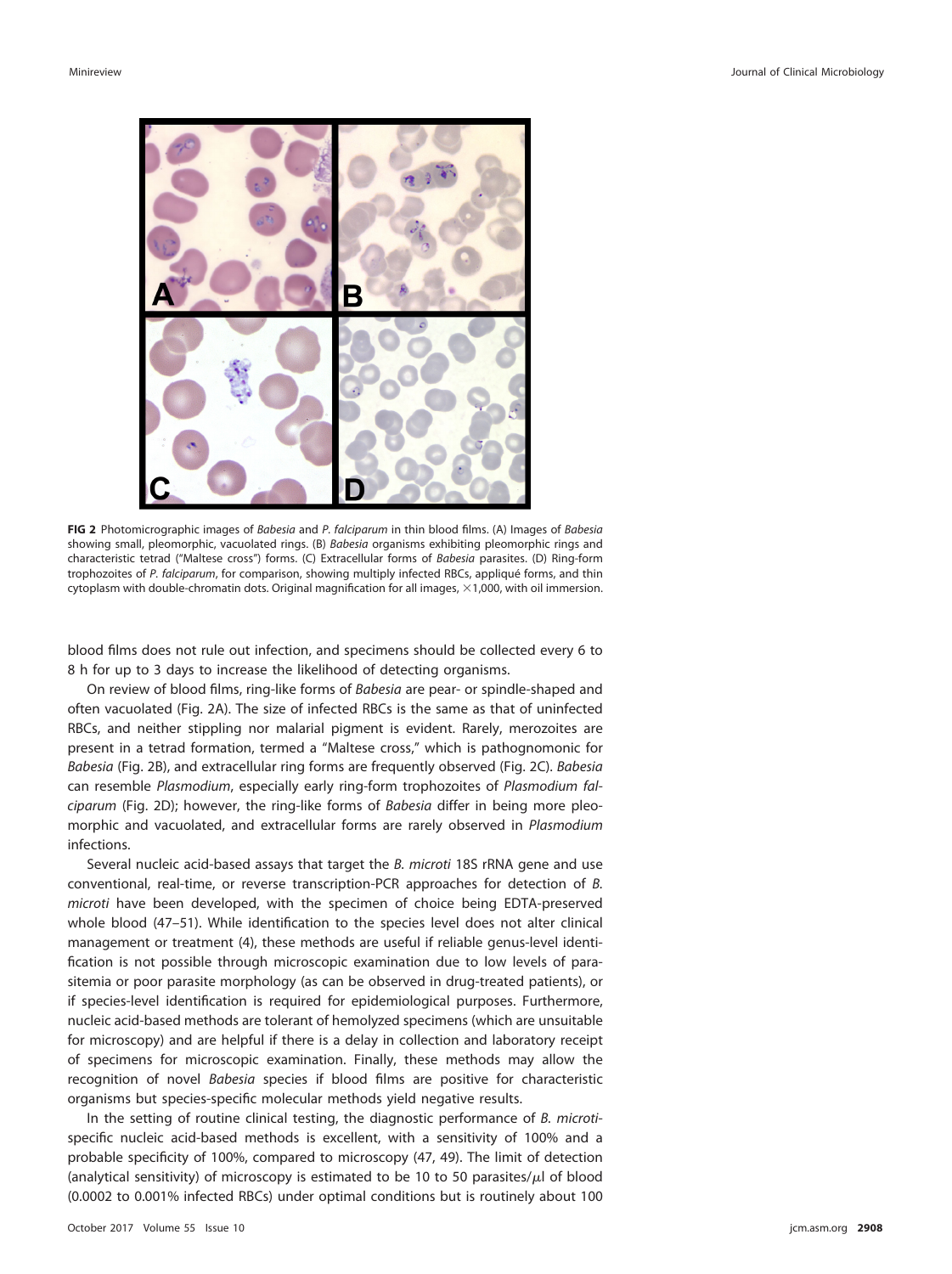**FIG 2** Photomicrographic images of *Babesia* and *P. falciparum* in thin blood films. (A) Images of *Babesia* showing small, pleomorphic, vacuolated rings. (B) *Babesia* organisms exhibiting pleomorphic rings and characteristic tetrad ("Maltese cross") forms. (C) Extracellular forms of *Babesia* parasites. (D) Ring-form trophozoites of *P. falciparum*, for comparison, showing multiply infected RBCs, appliqué forms, and thin cytoplasm with double-chromatin dots. Original magnification for all images, ×1,000, with oil immersion.

blood films does not rule out infection, and specimens should be collected every 6 to 8 h for up to 3 days to increase the likelihood of detecting organisms.

On review of blood films, ring-like forms of *Babesia* are pear- or spindle-shaped and often vacuolated (Fig. 2A). The size of infected RBCs is the same as that of uninfected RBCs, and neither stippling nor malarial pigment is evident. Rarely, merozoites are present in a tetrad formation, termed a "Maltese cross," which is pathognomonic for *Babesia* (Fig. 2B), and extracellular ring forms are frequently observed (Fig. 2C). *Babesia* can resemble *Plasmodium*, especially early ring-form trophozoites of *Plasmodium falciparum* (Fig. 2D); however, the ring-like forms of *Babesia* differ in being more pleomorphic and vacuolated, and extracellular forms are rarely observed in *Plasmodium* infections.

Several nucleic acid-based assays that target the *B. microti* 18S rRNA gene and use conventional, real-time, or reverse transcription-PCR approaches for detection of *B. microti* have been developed, with the specimen of choice being EDTA-preserved whole blood (47–51). While identification to the species level does not alter clinical management or treatment (4), these methods are useful if reliable genus-level identification is not possible through microscopic examination due to low levels of parasitemia or poor parasite morphology (as can be observed in drug-treated patients), or if species-level identification is required for epidemiological purposes. Furthermore, nucleic acid-based methods are tolerant of hemolyzed specimens (which are unsuitable for microscopy) and are helpful if there is a delay in collection and laboratory receipt of specimens for microscopic examination. Finally, these methods may allow the recognition of novel *Babesia* species if blood films are positive for characteristic organisms but species-specific molecular methods yield negative results.

In the setting of routine clinical testing, the diagnostic performance of *B. microti*-specific nucleic acid-based methods is excellent, with a sensitivity of 100% and a probable specificity of 100%, compared to microscopy (47, 49). The limit of detection (analytical sensitivity) of microscopy is estimated to be 10 to 50 parasites/μl of blood (0.0002 to 0.001% infected RBCs) under optimal conditions but is routinely about 100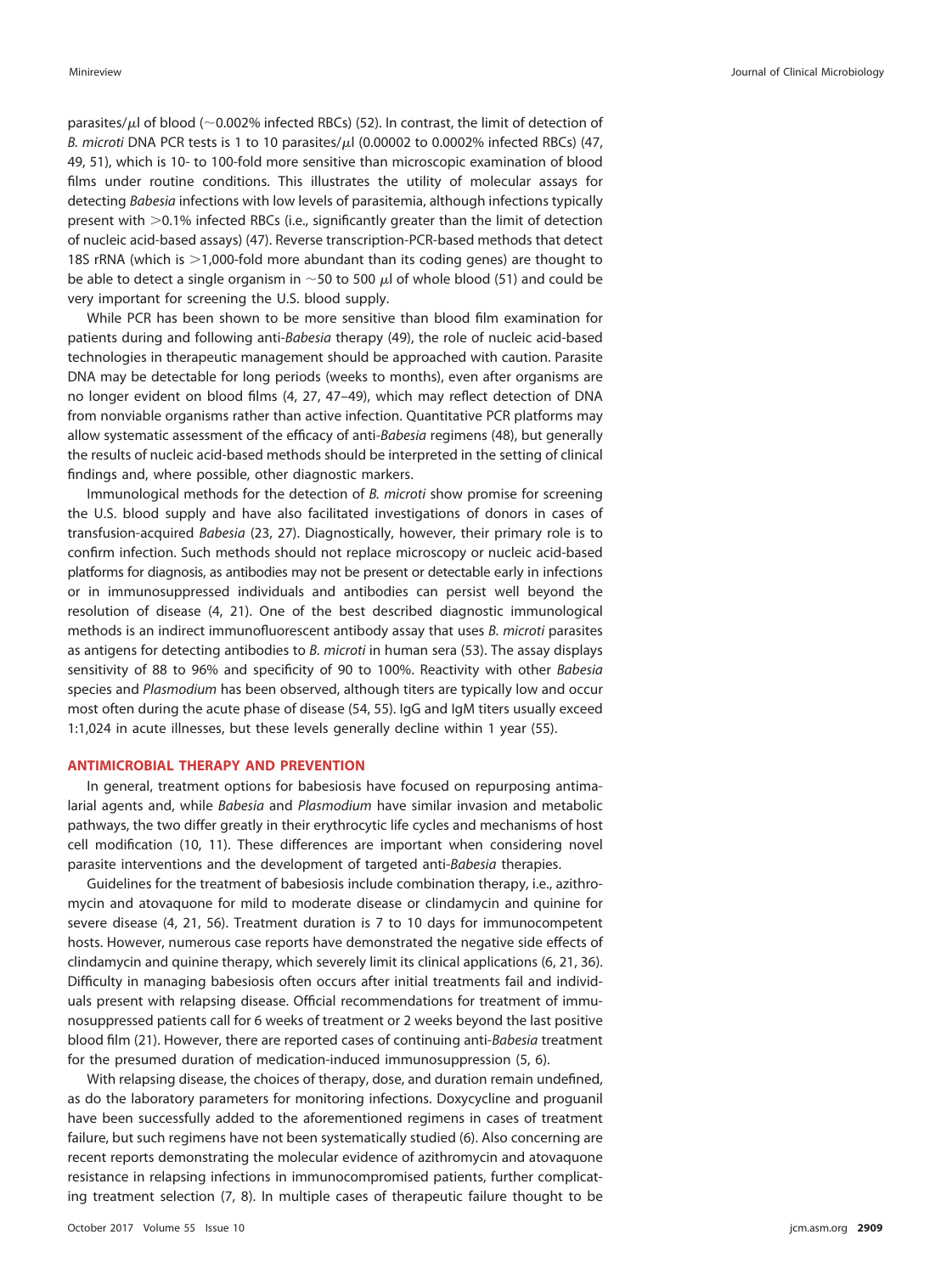parasites/μl of blood (~0.002% infected RBCs) (52). In contrast, the limit of detection of *B. microti* DNA PCR tests is 1 to 10 parasites/μl (0.00002 to 0.0002% infected RBCs) (47, 49, 51), which is 10- to 100-fold more sensitive than microscopic examination of blood films under routine conditions. This illustrates the utility of molecular assays for detecting *Babesia* infections with low levels of parasitemia, although infections typically present with >0.1% infected RBCs (i.e., significantly greater than the limit of detection of nucleic acid-based assays) (47). Reverse transcription-PCR-based methods that detect 18S rRNA (which is >1,000-fold more abundant than its coding genes) are thought to be able to detect a single organism in ~50 to 500 μl of whole blood (51) and could be very important for screening the U.S. blood supply.

While PCR has been shown to be more sensitive than blood film examination for patients during and following anti-*Babesia* therapy (49), the role of nucleic acid-based technologies in therapeutic management should be approached with caution. Parasite DNA may be detectable for long periods (weeks to months), even after organisms are no longer evident on blood films (4, 27, 47–49), which may reflect detection of DNA from nonviable organisms rather than active infection. Quantitative PCR platforms may allow systematic assessment of the efficacy of anti-*Babesia* regimens (48), but generally the results of nucleic acid-based methods should be interpreted in the setting of clinical findings and, where possible, other diagnostic markers.

Immunological methods for the detection of *B. microti* show promise for screening the U.S. blood supply and have also facilitated investigations of donors in cases of transfusion-acquired *Babesia* (23, 27). Diagnostically, however, their primary role is to confirm infection. Such methods should not replace microscopy or nucleic acid-based platforms for diagnosis, as antibodies may not be present or detectable early in infections or in immunosuppressed individuals and antibodies can persist well beyond the resolution of disease (4, 21). One of the best described diagnostic immunological methods is an indirect immunofluorescent antibody assay that uses *B. microti* parasites as antigens for detecting antibodies to *B. microti* in human sera (53). The assay displays sensitivity of 88 to 96% and specificity of 90 to 100%. Reactivity with other *Babesia* species and *Plasmodium* has been observed, although titers are typically low and occur most often during the acute phase of disease (54, 55). IgG and IgM titers usually exceed 1:1,024 in acute illnesses, but these levels generally decline within 1 year (55).

## ANTIMICROBIAL THERAPY AND PREVENTION

In general, treatment options for babesiosis have focused on repurposing antimalarial agents and, while *Babesia* and *Plasmodium* have similar invasion and metabolic pathways, the two differ greatly in their erythrocytic life cycles and mechanisms of host cell modification (10, 11). These differences are important when considering novel parasite interventions and the development of targeted anti-*Babesia* therapies.

Guidelines for the treatment of babesiosis include combination therapy, i.e., azithromycin and atovaquone for mild to moderate disease or clindamycin and quinine for severe disease (4, 21, 56). Treatment duration is 7 to 10 days for immunocompetent hosts. However, numerous case reports have demonstrated the negative side effects of clindamycin and quinine therapy, which severely limit its clinical applications (6, 21, 36). Difficulty in managing babesiosis often occurs after initial treatments fail and individuals present with relapsing disease. Official recommendations for treatment of immunosuppressed patients call for 6 weeks of treatment or 2 weeks beyond the last positive blood film (21). However, there are reported cases of continuing anti-*Babesia* treatment for the presumed duration of medication-induced immunosuppression (5, 6).

With relapsing disease, the choices of therapy, dose, and duration remain undefined, as do the laboratory parameters for monitoring infections. Doxycycline and proguanil have been successfully added to the aforementioned regimens in cases of treatment failure, but such regimens have not been systematically studied (6). Also concerning are recent reports demonstrating the molecular evidence of azithromycin and atovaquone resistance in relapsing infections in immunocompromised patients, further complicating treatment selection (7, 8). In multiple cases of therapeutic failure thought to be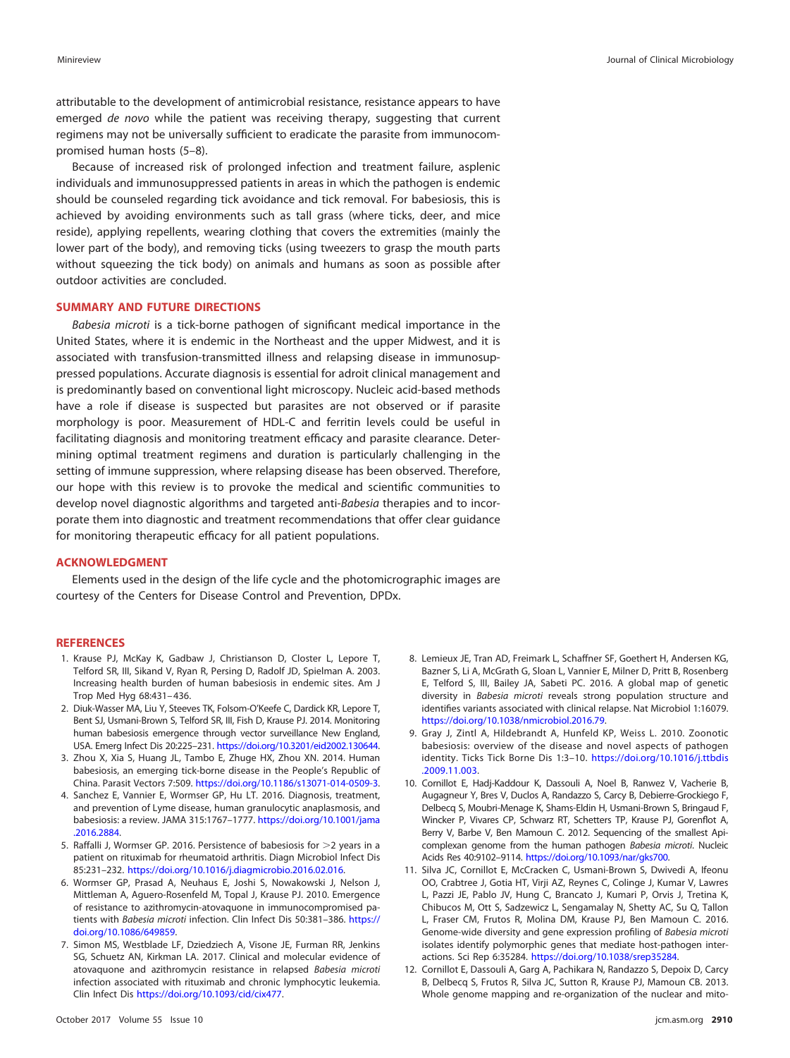attributable to the development of antimicrobial resistance, resistance appears to have emerged *de novo* while the patient was receiving therapy, suggesting that current regimens may not be universally sufficient to eradicate the parasite from immunocompromised human hosts (5–8).

Because of increased risk of prolonged infection and treatment failure, asplenic individuals and immunosuppressed patients in areas in which the pathogen is endemic should be counseled regarding tick avoidance and tick removal. For babesiosis, this is achieved by avoiding environments such as tall grass (where ticks, deer, and mice reside), applying repellents, wearing clothing that covers the extremities (mainly the lower part of the body), and removing ticks (using tweezers to grasp the mouth parts without squeezing the tick body) on animals and humans as soon as possible after outdoor activities are concluded.

## SUMMARY AND FUTURE DIRECTIONS

*Babesia microti* is a tick-borne pathogen of significant medical importance in the United States, where it is endemic in the Northeast and the upper Midwest, and it is associated with transfusion-transmitted illness and relapsing disease in immunosuppressed populations. Accurate diagnosis is essential for adroit clinical management and is predominantly based on conventional light microscopy. Nucleic acid-based methods have a role if disease is suspected but parasites are not observed or if parasite morphology is poor. Measurement of HDL-C and ferritin levels could be useful in facilitating diagnosis and monitoring treatment efficacy and parasite clearance. Determining optimal treatment regimens and duration is particularly challenging in the setting of immune suppression, where relapsing disease has been observed. Therefore, our hope with this review is to provoke the medical and scientific communities to develop novel diagnostic algorithms and targeted anti-*Babesia* therapies and to incorporate them into diagnostic and treatment recommendations that offer clear guidance for monitoring therapeutic efficacy for all patient populations.

## ACKNOWLEDGMENT

Elements used in the design of the life cycle and the photomicrographic images are courtesy of the Centers for Disease Control and Prevention, DPDx.

## REFERENCES

1. Krause PJ, McKay K, Gadbaw J, Christianson D, Closter L, Lepore T, Telford SR, III, Sikand V, Ryan R, Persing D, Radolf JD, Spielman A. 2003. Increasing health burden of human babesiosis in endemic sites. Am J Trop Med Hyg 68:431–436.
2. Diuk-Wasser MA, Liu Y, Steeves TK, Folsom-O'Keefe C, Dardick KR, Lepore T, Bent SJ, Usmani-Brown S, Telford SR, III, Fish D, Krause PJ. 2014. Monitoring human babesiosis emergence through vector surveillance New England, USA. Emerg Infect Dis 20:225–231. https://doi.org/10.3201/eid2002.130644.
3. Zhou X, Xia S, Huang JL, Tambo E, Zhuge HX, Zhou XN. 2014. Human babesiosis, an emerging tick-borne disease in the People's Republic of China. Parasit Vectors 7:509. https://doi.org/10.1186/s13071-014-0509-3.
4. Sanchez E, Vannier E, Wormser GP, Hu LT. 2016. Diagnosis, treatment, and prevention of Lyme disease, human granulocytic anaplasmosis, and babesiosis: a review. JAMA 315:1767–1777. https://doi.org/10.1001/jama.2016.2884.
5. Raffalli J, Wormser GP. 2016. Persistence of babesiosis for >2 years in a patient on rituximab for rheumatoid arthritis. Diagn Microbiol Infect Dis 85:231–232. https://doi.org/10.1016/j.diagmicrobio.2016.02.016.
6. Wormser GP, Prasad A, Neuhaus E, Joshi S, Nowakowski J, Nelson J, Mittleman A, Aguero-Rosenfeld M, Topal J, Krause PJ. 2010. Emergence of resistance to azithromycin-atovaquone in immunocompromised patients with *Babesia microti* infection. Clin Infect Dis 50:381–386. https://doi.org/10.1086/649859.
7. Simon MS, Westblade LF, Dziedziech A, Visone JE, Furman RR, Jenkins SG, Schuetz AN, Kirkman LA. 2017. Clinical and molecular evidence of atovaquone and azithromycin resistance in relapsed *Babesia microti* infection associated with rituximab and chronic lymphocytic leukemia. Clin Infect Dis https://doi.org/10.1093/cid/cix477.
8. Lemieux JE, Tran AD, Freimark L, Schaffner SF, Goethert H, Andersen KG, Bazner S, Li A, McGrath G, Sloan L, Vannier E, Milner D, Pritt B, Rosenberg E, Telford S, III, Bailey JA, Sabeti PC. 2016. A global map of genetic diversity in *Babesia microti* reveals strong population structure and identifies variants associated with clinical relapse. Nat Microbiol 1:16079. https://doi.org/10.1038/nmicrobiol.2016.79.
9. Gray J, Zintl A, Hildebrandt A, Hunfeld KP, Weiss L. 2010. Zoonotic babesiosis: overview of the disease and novel aspects of pathogen identity. Ticks Tick Borne Dis 1:3–10. https://doi.org/10.1016/j.ttbdis.2009.11.003.
10. Cornillot E, Hadj-Kaddour K, Dassouli A, Noel B, Ranwez V, Vacherie B, Augagneur Y, Bres V, Duclos A, Randazzo S, Carcy B, Debierre-Grockiego F, Delbecq S, Moubri-Menage K, Shams-Eldin H, Usmani-Brown S, Bringaud F, Wincker P, Vivares CP, Schwarz RT, Schetters TP, Krause PJ, Gorenflot A, Berry V, Barbe V, Ben Mamoun C. 2012. Sequencing of the smallest Apicomplexan genome from the human pathogen *Babesia microti*. Nucleic Acids Res 40:9102–9114. https://doi.org/10.1093/nar/gks700.
11. Silva JC, Cornillot E, McCracken C, Usmani-Brown S, Dwivedi A, Ifeonu OO, Crabtree J, Gotia HT, Virji AZ, Reynes C, Colinge J, Kumar V, Lawres L, Pazzi JE, Pablo JV, Hung C, Brancato J, Kumari P, Orvis J, Tretina K, Chibucos M, Ott S, Sadzewicz L, Sengamalay N, Shetty AC, Su Q, Tallon L, Fraser CM, Frutos R, Molina DM, Krause PJ, Ben Mamoun C. 2016. Genome-wide diversity and gene expression profiling of *Babesia microti* isolates identify polymorphic genes that mediate host-pathogen interactions. Sci Rep 6:35284. https://doi.org/10.1038/srep35284.
12. Cornillot E, Dassouli A, Garg A, Pachikara N, Randazzo S, Depoix D, Carcy B, Delbecq S, Frutos R, Silva JC, Sutton R, Krause PJ, Mamoun CB. 2013. Whole genome mapping and re-organization of the nuclear and mito-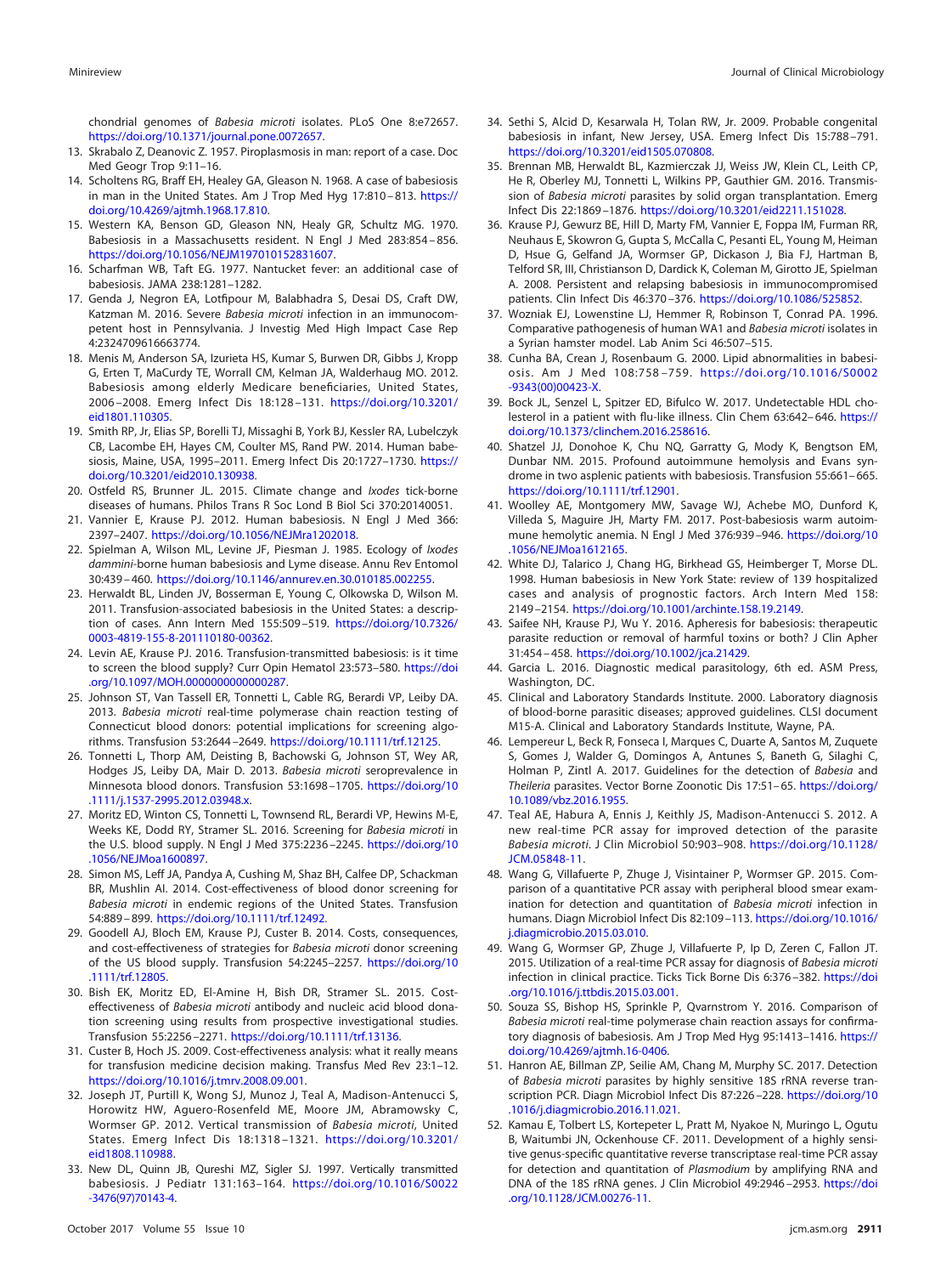chondrial genomes of *Babesia microti* isolates. PLoS One 8:e72657. https://doi.org/10.1371/journal.pone.0072657.

13. Skrabalo Z, Deanovic Z. 1957. Piroplasmosis in man: report of a case. Doc Med Geogr Trop 9:11–16.
14. Scholtens RG, Braff EH, Healey GA, Gleason N. 1968. A case of babesiosis in man in the United States. Am J Trop Med Hyg 17:810–813. https://doi.org/10.4269/ajtmh.1968.17.810.
15. Western KA, Benson GD, Gleason NN, Healy GR, Schultz MG. 1970. Babesiosis in a Massachusetts resident. N Engl J Med 283:854–856. https://doi.org/10.1056/NEJM197010152831607.
16. Scharfman WB, Taft EG. 1977. Nantucket fever: an additional case of babesiosis. JAMA 238:1281–1282.
17. Genda J, Negron EA, Lotfipour M, Balabhadra S, Desai DS, Craft DW, Katzman M. 2016. Severe *Babesia microti* infection in an immunocompetent host in Pennsylvania. J Investig Med High Impact Case Rep 4:2324709616663774.
18. Menis M, Anderson SA, Izurieta HS, Kumar S, Burwen DR, Gibbs J, Kropp G, Erten T, MaCurdy TE, Worrall CM, Kelman JA, Walderhaug MO. 2012. Babesiosis among elderly Medicare beneficiaries, United States, 2006–2008. Emerg Infect Dis 18:128–131. https://doi.org/10.3201/eid1801.110305.
19. Smith RP, Jr, Elias SP, Borelli TJ, Missaghi B, York BJ, Kessler RA, Lubelczyk CB, Lacombe EH, Hayes CM, Coulter MS, Rand PW. 2014. Human babesiosis, Maine, USA, 1995–2011. Emerg Infect Dis 20:1727–1730. https://doi.org/10.3201/eid2010.130938.
20. Ostfeld RS, Brunner JL. 2015. Climate change and *Ixodes* tick-borne diseases of humans. Philos Trans R Soc Lond B Biol Sci 370:20140051.
21. Vannier E, Krause PJ. 2012. Human babesiosis. N Engl J Med 366:2397–2407. https://doi.org/10.1056/NEJMra1202018.
22. Spielman A, Wilson ML, Levine JF, Piesman J. 1985. Ecology of *Ixodes dammini*-borne human babesiosis and Lyme disease. Annu Rev Entomol 30:439–460. https://doi.org/10.1146/annurev.en.30.010185.002255.
23. Herwaldt BL, Linden JV, Bosserman E, Young C, Olkowska D, Wilson M. 2011. Transfusion-associated babesiosis in the United States: a description of cases. Ann Intern Med 155:509–519. https://doi.org/10.7326/0003-4819-155-8-201110180-00362.
24. Levin AE, Krause PJ. 2016. Transfusion-transmitted babesiosis: is it time to screen the blood supply? Curr Opin Hematol 23:573–580. https://doi.org/10.1097/MOH.0000000000000287.
25. Johnson ST, Van Tassell ER, Tonnetti L, Cable RG, Berardi VP, Leiby DA. 2013. *Babesia microti* real-time polymerase chain reaction testing of Connecticut blood donors: potential implications for screening algorithms. Transfusion 53:2644–2649. https://doi.org/10.1111/trf.12125.
26. Tonnetti L, Thorp AM, Deisting B, Bachowski G, Johnson ST, Wey AR, Hodges JS, Leiby DA, Mair D. 2013. *Babesia microti* seroprevalence in Minnesota blood donors. Transfusion 53:1698–1705. https://doi.org/10.1111/j.1537-2995.2012.03948.x.
27. Moritz ED, Winton CS, Tonnetti L, Townsend RL, Berardi VP, Hewins M-E, Weeks KE, Dodd RY, Stramer SL. 2016. Screening for *Babesia microti* in the U.S. blood supply. N Engl J Med 375:2236–2245. https://doi.org/10.1056/NEJMoa1600897.
28. Simon MS, Leff JA, Pandya A, Cushing M, Shaz BH, Calfee DP, Schackman BR, Mushlin AI. 2014. Cost-effectiveness of blood donor screening for *Babesia microti* in endemic regions of the United States. Transfusion 54:889–899. https://doi.org/10.1111/trf.12492.
29. Goodell AJ, Bloch EM, Krause PJ, Custer B. 2014. Costs, consequences, and cost-effectiveness of strategies for *Babesia microti* donor screening of the US blood supply. Transfusion 54:2245–2257. https://doi.org/10.1111/trf.12805.
30. Bish EK, Moritz ED, El-Amine H, Bish DR, Stramer SL. 2015. Cost-effectiveness of *Babesia microti* antibody and nucleic acid blood donation screening using results from prospective investigational studies. Transfusion 55:2256–2271. https://doi.org/10.1111/trf.13136.
31. Custer B, Hoch JS. 2009. Cost-effectiveness analysis: what it really means for transfusion medicine decision making. Transfus Med Rev 23:1–12. https://doi.org/10.1016/j.tmrv.2008.09.001.
32. Joseph JT, Purtill K, Wong SJ, Munoz J, Teal A, Madison-Antenucci S, Horowitz HW, Aguero-Rosenfeld ME, Moore JM, Abramowsky C, Wormser GP. 2012. Vertical transmission of *Babesia microti*, United States. Emerg Infect Dis 18:1318–1321. https://doi.org/10.3201/eid1808.110988.
33. New DL, Quinn JB, Qureshi MZ, Sigler SJ. 1997. Vertically transmitted babesiosis. J Pediatr 131:163–164. https://doi.org/10.1016/S0022-3476(97)70143-4.
34. Sethi S, Alcid D, Kesarwala H, Tolan RW, Jr. 2009. Probable congenital babesiosis in infant, New Jersey, USA. Emerg Infect Dis 15:788–791. https://doi.org/10.3201/eid1505.070808.
35. Brennan MB, Herwaldt BL, Kazmierczak JJ, Weiss JW, Klein CL, Leith CP, He R, Oberley MJ, Tonnetti L, Wilkins PP, Gauthier GM. 2016. Transmission of *Babesia microti* parasites by solid organ transplantation. Emerg Infect Dis 22:1869–1876. https://doi.org/10.3201/eid2211.151028.
36. Krause PJ, Gewurz BE, Hill D, Marty FM, Vannier E, Foppa IM, Furman RR, Neuhaus E, Skowron G, Gupta S, McCalla C, Pesanti EL, Young M, Heiman D, Hsue G, Gelfand JA, Wormser GP, Dickason J, Bia FJ, Hartman B, Telford SR, III, Christianson D, Dardick K, Coleman M, Girotto JE, Spielman A. 2008. Persistent and relapsing babesiosis in immunocompromised patients. Clin Infect Dis 46:370–376. https://doi.org/10.1086/525852.
37. Wozniak EJ, Lowenstine LJ, Hemmer R, Robinson T, Conrad PA. 1996. Comparative pathogenesis of human WA1 and *Babesia microti* isolates in a Syrian hamster model. Lab Anim Sci 46:507–515.
38. Cunha BA, Crean J, Rosenbaum G. 2000. Lipid abnormalities in babesiosis. Am J Med 108:758–759. https://doi.org/10.1016/S0002-9343(00)00423-X.
39. Bock JL, Senzel L, Spitzer ED, Bifulco W. 2017. Undetectable HDL cholesterol in a patient with flu-like illness. Clin Chem 63:642–646. https://doi.org/10.1373/clinchem.2016.258616.
40. Shatzel JJ, Donohoe K, Chu NQ, Garratty G, Mody K, Bengtson EM, Dunbar NM. 2015. Profound autoimmune hemolysis and Evans syndrome in two asplenic patients with babesiosis. Transfusion 55:661–665. https://doi.org/10.1111/trf.12901.
41. Woolley AE, Montgomery MW, Savage WJ, Achebe MO, Dunford K, Villeda S, Maguire JH, Marty FM. 2017. Post-babesiosis warm autoimmune hemolytic anemia. N Engl J Med 376:939–946. https://doi.org/10.1056/NEJMoa1612165.
42. White DJ, Talarico J, Chang HG, Birkhead GS, Heimberger T, Morse DL. 1998. Human babesiosis in New York State: review of 139 hospitalized cases and analysis of prognostic factors. Arch Intern Med 158:2149–2154. https://doi.org/10.1001/archinte.158.19.2149.
43. Saifee NH, Krause PJ, Wu Y. 2016. Apheresis for babesiosis: therapeutic parasite reduction or removal of harmful toxins or both? J Clin Apher 31:454–458. https://doi.org/10.1002/jca.21429.
44. Garcia L. 2016. Diagnostic medical parasitology, 6th ed. ASM Press, Washington, DC.
45. Clinical and Laboratory Standards Institute. 2000. Laboratory diagnosis of blood-borne parasitic diseases; approved guidelines. CLSI document M15-A. Clinical and Laboratory Standards Institute, Wayne, PA.
46. Lempereur L, Beck R, Fonseca I, Marques C, Duarte A, Santos M, Zuquete S, Gomes J, Walder G, Domingos A, Antunes S, Baneth G, Silaghi C, Holman P, Zintl A. 2017. Guidelines for the detection of *Babesia* and *Theileria* parasites. Vector Borne Zoonotic Dis 17:51–65. https://doi.org/10.1089/vbz.2016.1955.
47. Teal AE, Habura A, Ennis J, Keithly JS, Madison-Antenucci S. 2012. A new real-time PCR assay for improved detection of the parasite *Babesia microti*. J Clin Microbiol 50:903–908. https://doi.org/10.1128/JCM.05848-11.
48. Wang G, Villafuerte P, Zhuge J, Visintainer P, Wormser GP. 2015. Comparison of a quantitative PCR assay with peripheral blood smear examination for detection and quantitation of *Babesia microti* infection in humans. Diagn Microbiol Infect Dis 82:109–113. https://doi.org/10.1016/j.diagmicrobio.2015.03.010.
49. Wang G, Wormser GP, Zhuge J, Villafuerte P, Ip D, Zeren C, Fallon JT. 2015. Utilization of a real-time PCR assay for diagnosis of *Babesia microti* infection in clinical practice. Ticks Tick Borne Dis 6:376–382. https://doi.org/10.1016/j.ttbdis.2015.03.001.
50. Souza SS, Bishop HS, Sprinkle P, Qvarnstrom Y. 2016. Comparison of *Babesia microti* real-time polymerase chain reaction assays for confirmatory diagnosis of babesiosis. Am J Trop Med Hyg 95:1413–1416. https://doi.org/10.4269/ajtmh.16-0406.
51. Hanron AE, Billman ZP, Seilie AM, Chang M, Murphy SC. 2017. Detection of *Babesia microti* parasites by highly sensitive 18S rRNA reverse transcription PCR. Diagn Microbiol Infect Dis 87:226–228. https://doi.org/10.1016/j.diagmicrobio.2016.11.021.
52. Kamau E, Tolbert LS, Kortepeter L, Pratt M, Nyakoe N, Muringo L, Ogutu B, Waitumbi JN, Ockenhouse CF. 2011. Development of a highly sensitive genus-specific quantitative reverse transcriptase real-time PCR assay for detection and quantitation of *Plasmodium* by amplifying RNA and DNA of the 18S rRNA genes. J Clin Microbiol 49:2946–2953. https://doi.org/10.1128/JCM.00276-11.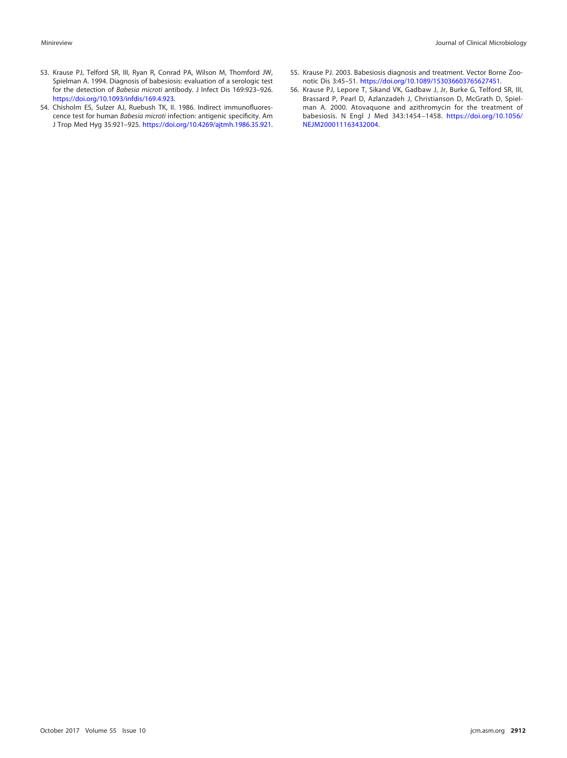53. Krause PJ, Telford SR, III, Ryan R, Conrad PA, Wilson M, Thomford JW, Spielman A. 1994. Diagnosis of babesiosis: evaluation of a serologic test for the detection of *Babesia microti* antibody. J Infect Dis 169:923–926. https://doi.org/10.1093/infdis/169.4.923.
54. Chisholm ES, Sulzer AJ, Ruebush TK, II. 1986. Indirect immunofluorescence test for human *Babesia microti* infection: antigenic specificity. Am J Trop Med Hyg 35:921–925. https://doi.org/10.4269/ajtmh.1986.35.921.
55. Krause PJ. 2003. Babesiosis diagnosis and treatment. Vector Borne Zoonotic Dis 3:45–51. https://doi.org/10.1089/153036603765627451.
56. Krause PJ, Lepore T, Sikand VK, Gadbaw J, Jr, Burke G, Telford SR, III, Brassard P, Pearl D, Azlanzadeh J, Christianson D, McGrath D, Spielman A. 2000. Atovaquone and azithromycin for the treatment of babesiosis. N Engl J Med 343:1454–1458. https://doi.org/10.1056/NEJM200011163432004.